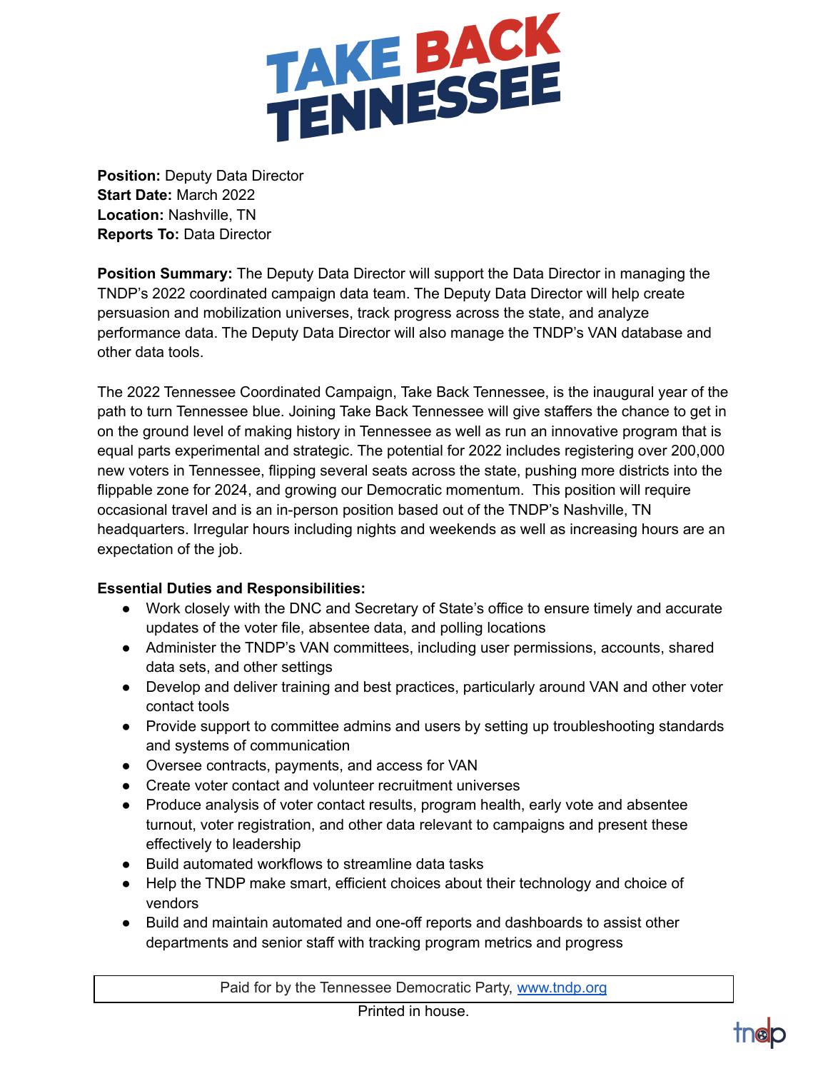# TAKE BACK TENNESSEE

**Position:** Deputy Data Director
**Start Date:** March 2022
**Location:** Nashville, TN
**Reports To:** Data Director

**Position Summary:** The Deputy Data Director will support the Data Director in managing the TNDP's 2022 coordinated campaign data team. The Deputy Data Director will help create persuasion and mobilization universes, track progress across the state, and analyze performance data. The Deputy Data Director will also manage the TNDP's VAN database and other data tools.

The 2022 Tennessee Coordinated Campaign, Take Back Tennessee, is the inaugural year of the path to turn Tennessee blue. Joining Take Back Tennessee will give staffers the chance to get in on the ground level of making history in Tennessee as well as run an innovative program that is equal parts experimental and strategic. The potential for 2022 includes registering over 200,000 new voters in Tennessee, flipping several seats across the state, pushing more districts into the flippable zone for 2024, and growing our Democratic momentum. This position will require occasional travel and is an in-person position based out of the TNDP's Nashville, TN headquarters. Irregular hours including nights and weekends as well as increasing hours are an expectation of the job.

**Essential Duties and Responsibilities:**

- Work closely with the DNC and Secretary of State's office to ensure timely and accurate updates of the voter file, absentee data, and polling locations
- Administer the TNDP's VAN committees, including user permissions, accounts, shared data sets, and other settings
- Develop and deliver training and best practices, particularly around VAN and other voter contact tools
- Provide support to committee admins and users by setting up troubleshooting standards and systems of communication
- Oversee contracts, payments, and access for VAN
- Create voter contact and volunteer recruitment universes
- Produce analysis of voter contact results, program health, early vote and absentee turnout, voter registration, and other data relevant to campaigns and present these effectively to leadership
- Build automated workflows to streamline data tasks
- Help the TNDP make smart, efficient choices about their technology and choice of vendors
- Build and maintain automated and one-off reports and dashboards to assist other departments and senior staff with tracking program metrics and progress

Paid for by the Tennessee Democratic Party, www.tndp.org

Printed in house.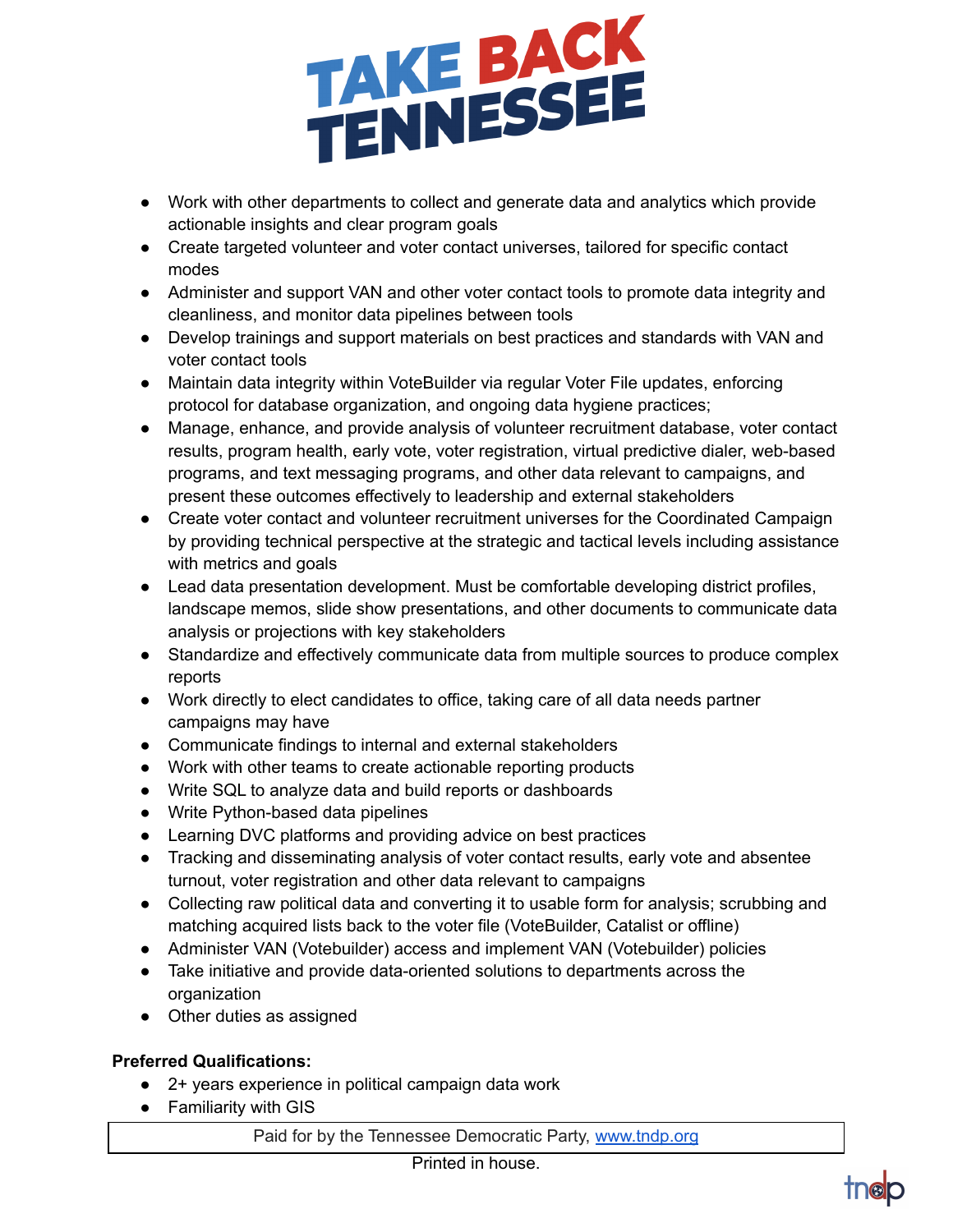- Work with other departments to collect and generate data and analytics which provide actionable insights and clear program goals
- Create targeted volunteer and voter contact universes, tailored for specific contact modes
- Administer and support VAN and other voter contact tools to promote data integrity and cleanliness, and monitor data pipelines between tools
- Develop trainings and support materials on best practices and standards with VAN and voter contact tools
- Maintain data integrity within VoteBuilder via regular Voter File updates, enforcing protocol for database organization, and ongoing data hygiene practices;
- Manage, enhance, and provide analysis of volunteer recruitment database, voter contact results, program health, early vote, voter registration, virtual predictive dialer, web-based programs, and text messaging programs, and other data relevant to campaigns, and present these outcomes effectively to leadership and external stakeholders
- Create voter contact and volunteer recruitment universes for the Coordinated Campaign by providing technical perspective at the strategic and tactical levels including assistance with metrics and goals
- Lead data presentation development. Must be comfortable developing district profiles, landscape memos, slide show presentations, and other documents to communicate data analysis or projections with key stakeholders
- Standardize and effectively communicate data from multiple sources to produce complex reports
- Work directly to elect candidates to office, taking care of all data needs partner campaigns may have
- Communicate findings to internal and external stakeholders
- Work with other teams to create actionable reporting products
- Write SQL to analyze data and build reports or dashboards
- Write Python-based data pipelines
- Learning DVC platforms and providing advice on best practices
- Tracking and disseminating analysis of voter contact results, early vote and absentee turnout, voter registration and other data relevant to campaigns
- Collecting raw political data and converting it to usable form for analysis; scrubbing and matching acquired lists back to the voter file (VoteBuilder, Catalist or offline)
- Administer VAN (Votebuilder) access and implement VAN (Votebuilder) policies
- Take initiative and provide data-oriented solutions to departments across the organization
- Other duties as assigned

**Preferred Qualifications:**

- 2+ years experience in political campaign data work
- Familiarity with GIS

Paid for by the Tennessee Democratic Party, www.tndp.org

Printed in house.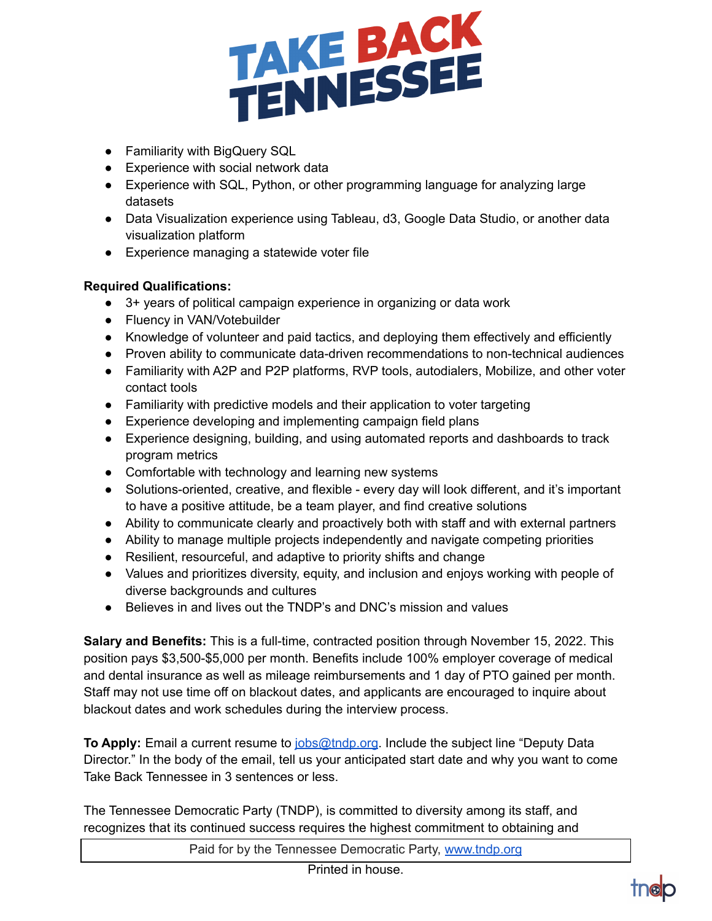- Familiarity with BigQuery SQL
- Experience with social network data
- Experience with SQL, Python, or other programming language for analyzing large datasets
- Data Visualization experience using Tableau, d3, Google Data Studio, or another data visualization platform
- Experience managing a statewide voter file

**Required Qualifications:**

- 3+ years of political campaign experience in organizing or data work
- Fluency in VAN/Votebuilder
- Knowledge of volunteer and paid tactics, and deploying them effectively and efficiently
- Proven ability to communicate data-driven recommendations to non-technical audiences
- Familiarity with A2P and P2P platforms, RVP tools, autodialers, Mobilize, and other voter contact tools
- Familiarity with predictive models and their application to voter targeting
- Experience developing and implementing campaign field plans
- Experience designing, building, and using automated reports and dashboards to track program metrics
- Comfortable with technology and learning new systems
- Solutions-oriented, creative, and flexible - every day will look different, and it's important to have a positive attitude, be a team player, and find creative solutions
- Ability to communicate clearly and proactively both with staff and with external partners
- Ability to manage multiple projects independently and navigate competing priorities
- Resilient, resourceful, and adaptive to priority shifts and change
- Values and prioritizes diversity, equity, and inclusion and enjoys working with people of diverse backgrounds and cultures
- Believes in and lives out the TNDP's and DNC's mission and values

**Salary and Benefits:** This is a full-time, contracted position through November 15, 2022. This position pays $3,500-$5,000 per month. Benefits include 100% employer coverage of medical and dental insurance as well as mileage reimbursements and 1 day of PTO gained per month. Staff may not use time off on blackout dates, and applicants are encouraged to inquire about blackout dates and work schedules during the interview process.

**To Apply:** Email a current resume to jobs@tndp.org. Include the subject line "Deputy Data Director." In the body of the email, tell us your anticipated start date and why you want to come Take Back Tennessee in 3 sentences or less.

The Tennessee Democratic Party (TNDP), is committed to diversity among its staff, and recognizes that its continued success requires the highest commitment to obtaining and

Paid for by the Tennessee Democratic Party, www.tndp.org

Printed in house.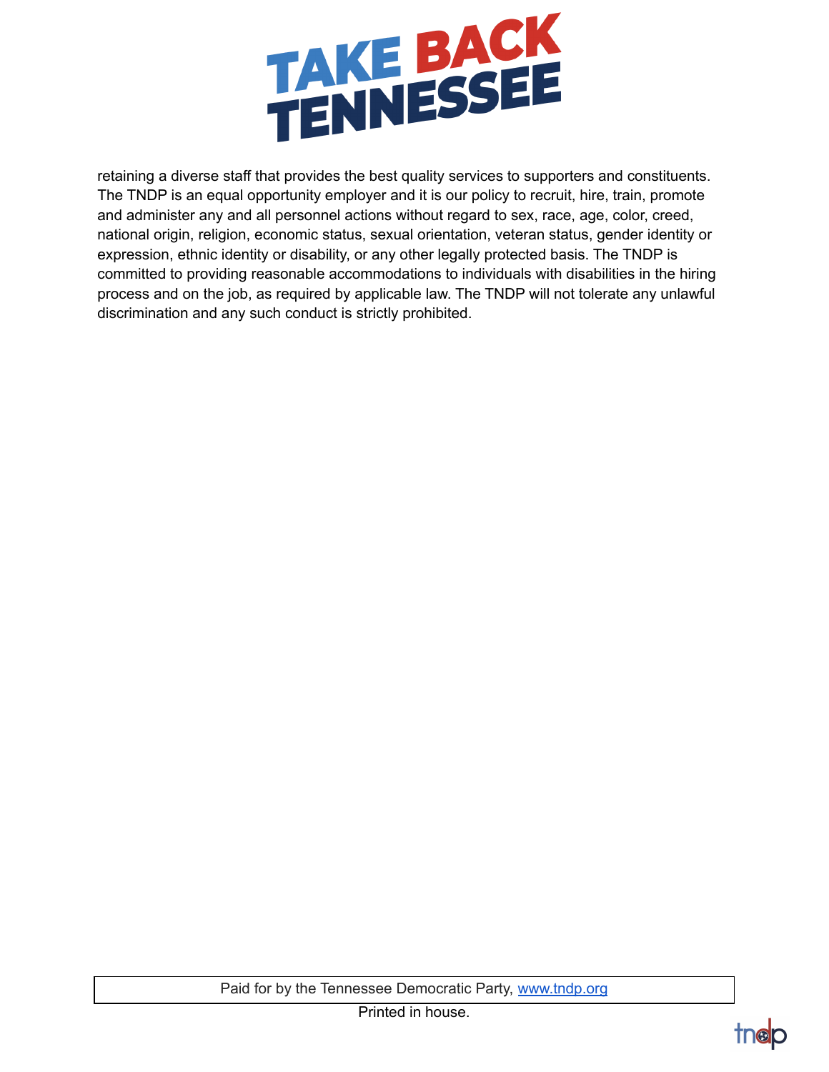# TAKE BACK TENNESSEE

retaining a diverse staff that provides the best quality services to supporters and constituents. The TNDP is an equal opportunity employer and it is our policy to recruit, hire, train, promote and administer any and all personnel actions without regard to sex, race, age, color, creed, national origin, religion, economic status, sexual orientation, veteran status, gender identity or expression, ethnic identity or disability, or any other legally protected basis. The TNDP is committed to providing reasonable accommodations to individuals with disabilities in the hiring process and on the job, as required by applicable law. The TNDP will not tolerate any unlawful discrimination and any such conduct is strictly prohibited.

Paid for by the Tennessee Democratic Party, [www.tndp.org](http://www.tndp.org)

Printed in house.